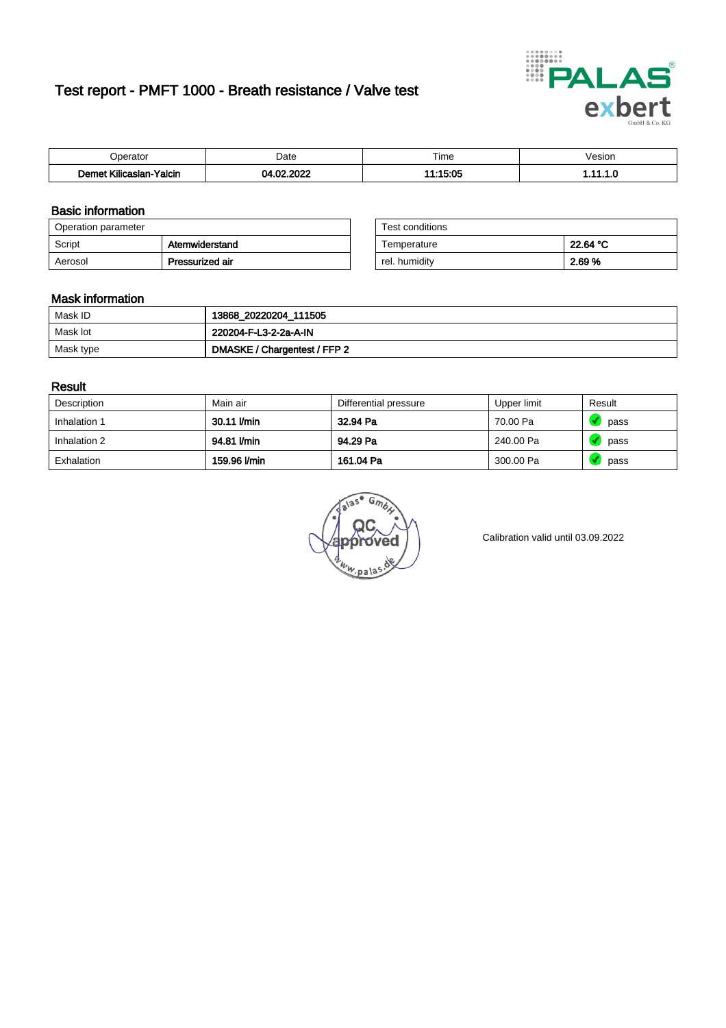# Test report - PMFT 1000 - Breath resistance / Valve test

| Operator | Date | Time | Vesion |
|---|---|---|---|
| **Demet Kilicaslan-Yalcin** | **04.02.2022** | **11:15:05** | **1.11.1.0** |

## Basic information

| Operation parameter | |
|---|---|
| Script | **Atemwiderstand** |
| Aerosol | **Pressurized air** |

| Test conditions | |
|---|---|
| Temperature | **22.64 °C** |
| rel. humidity | **2.69 %** |

## Mask information

| | |
|---|---|
| Mask ID | **13868_20220204_111505** |
| Mask lot | **220204-F-L3-2-2a-A-IN** |
| Mask type | **DMASKE / Chargentest / FFP 2** |

## Result

| Description | Main air | Differential pressure | Upper limit | Result |
|---|---|---|---|---|
| Inhalation 1 | **30.11 l/min** | **32.94 Pa** | 70.00 Pa | pass |
| Inhalation 2 | **94.81 l/min** | **94.29 Pa** | 240.00 Pa | pass |
| Exhalation | **159.96 l/min** | **161.04 Pa** | 300.00 Pa | pass |

Calibration valid until 03.09.2022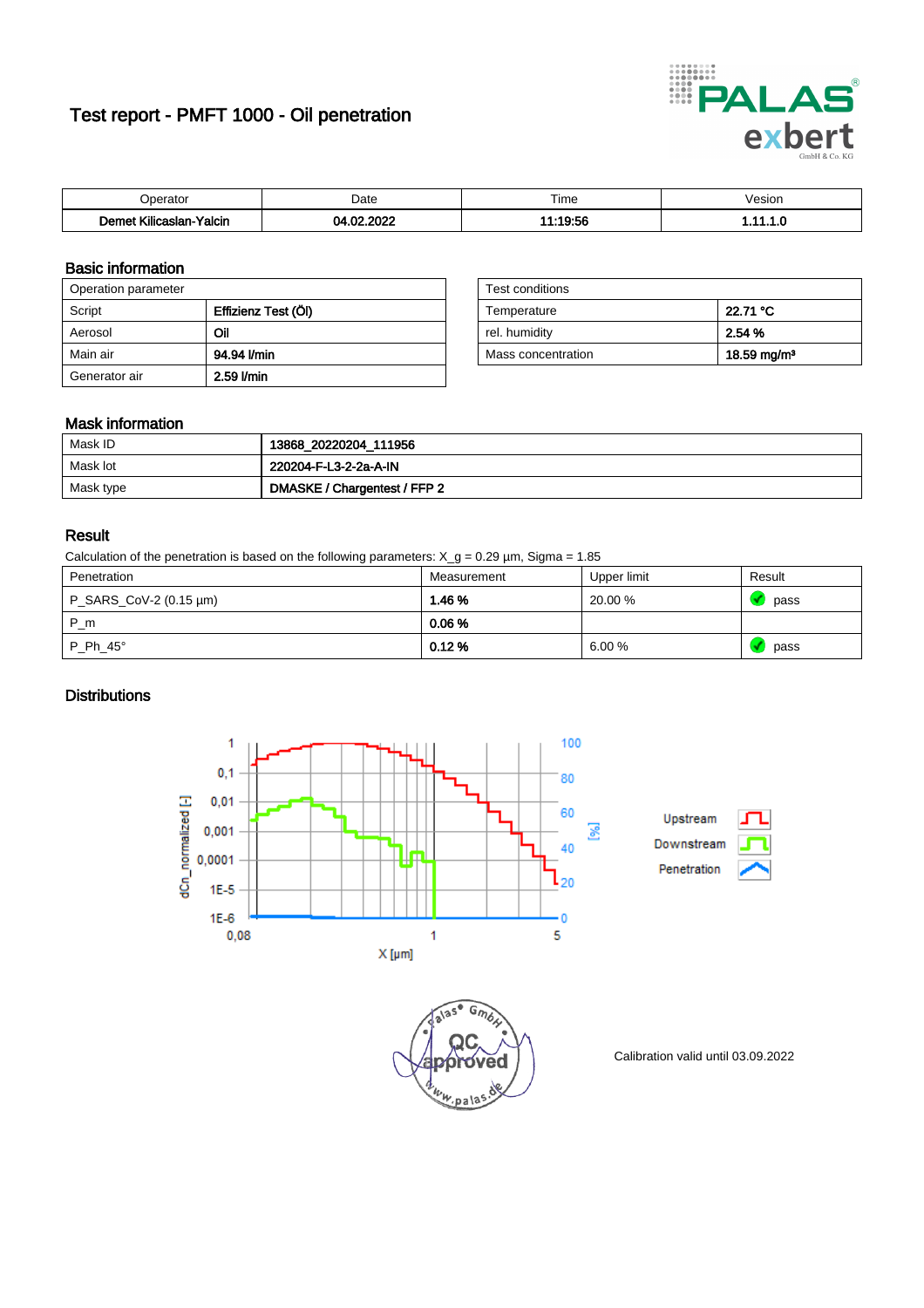# Test report - PMFT 1000 - Oil penetration

PALAS exbert GmbH & Co. KG

| Operator | Date | Time | Vesion |
|---|---|---|---|
| **Demet Kilicaslan-Yalcin** | **04.02.2022** | **11:19:56** | **1.11.1.0** |

## Basic information

| Operation parameter | |
|---|---|
| Script | **Effizienz Test (Öl)** |
| Aerosol | **Oil** |
| Main air | **94.94 l/min** |
| Generator air | **2.59 l/min** |

| Test conditions | |
|---|---|
| Temperature | **22.71 °C** |
| rel. humidity | **2.54 %** |
| Mass concentration | **18.59 mg/m³** |

## Mask information

| | |
|---|---|
| Mask ID | **13868_20220204_111956** |
| Mask lot | **220204-F-L3-2-2a-A-IN** |
| Mask type | **DMASKE / Chargentest / FFP 2** |

## Result

Calculation of the penetration is based on the following parameters: X_g = 0.29 µm, Sigma = 1.85

| Penetration | Measurement | Upper limit | Result |
|---|---|---|---|
| P_SARS_CoV-2 (0.15 µm) | **1.46 %** | 20.00 % | pass |
| P_m | **0.06 %** | | |
| P_Ph_45° | **0.12 %** | 6.00 % | pass |

## Distributions

dCn_normalized [-]

1
0,1
0,01
0,001
0,0001
1E-5
1E-6

[%]

100
80
60
40
20
0

0,08
1
5

X [µm]

Upstream
Downstream
Penetration

Palas® GmbH QC approved www.palas.de

Calibration valid until 03.09.2022